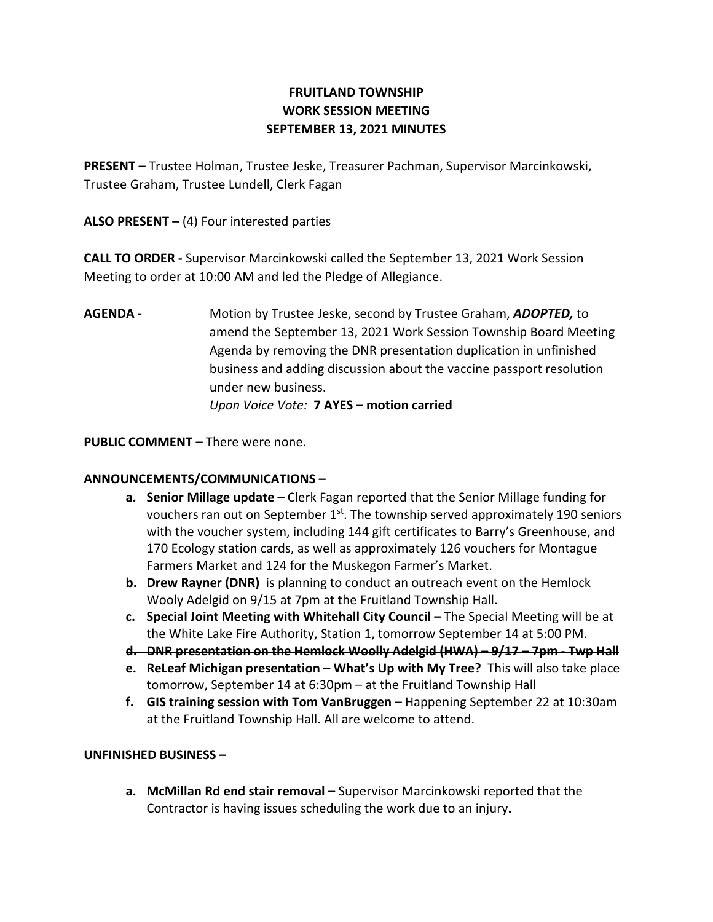**FRUITLAND TOWNSHIP**
**WORK SESSION MEETING**
**SEPTEMBER 13, 2021 MINUTES**

**PRESENT –** Trustee Holman, Trustee Jeske, Treasurer Pachman, Supervisor Marcinkowski, Trustee Graham, Trustee Lundell, Clerk Fagan

**ALSO PRESENT –** (4) Four interested parties

**CALL TO ORDER -** Supervisor Marcinkowski called the September 13, 2021 Work Session Meeting to order at 10:00 AM and led the Pledge of Allegiance.

**AGENDA** - Motion by Trustee Jeske, second by Trustee Graham, ***ADOPTED,*** to amend the September 13, 2021 Work Session Township Board Meeting Agenda by removing the DNR presentation duplication in unfinished business and adding discussion about the vaccine passport resolution under new business.
*Upon Voice Vote:* **7 AYES – motion carried**

**PUBLIC COMMENT –** There were none.

**ANNOUNCEMENTS/COMMUNICATIONS –**

- **a. Senior Millage update –** Clerk Fagan reported that the Senior Millage funding for vouchers ran out on September 1st. The township served approximately 190 seniors with the voucher system, including 144 gift certificates to Barry's Greenhouse, and 170 Ecology station cards, as well as approximately 126 vouchers for Montague Farmers Market and 124 for the Muskegon Farmer's Market.
- **b. Drew Rayner (DNR)** is planning to conduct an outreach event on the Hemlock Wooly Adelgid on 9/15 at 7pm at the Fruitland Township Hall.
- **c. Special Joint Meeting with Whitehall City Council –** The Special Meeting will be at the White Lake Fire Authority, Station 1, tomorrow September 14 at 5:00 PM.
- ~~**d. DNR presentation on the Hemlock Woolly Adelgid (HWA) – 9/17 – 7pm - Twp Hall**~~
- **e. ReLeaf Michigan presentation – What's Up with My Tree?** This will also take place tomorrow, September 14 at 6:30pm – at the Fruitland Township Hall
- **f. GIS training session with Tom VanBruggen –** Happening September 22 at 10:30am at the Fruitland Township Hall. All are welcome to attend.

**UNFINISHED BUSINESS –**

- **a. McMillan Rd end stair removal –** Supervisor Marcinkowski reported that the Contractor is having issues scheduling the work due to an injury**.**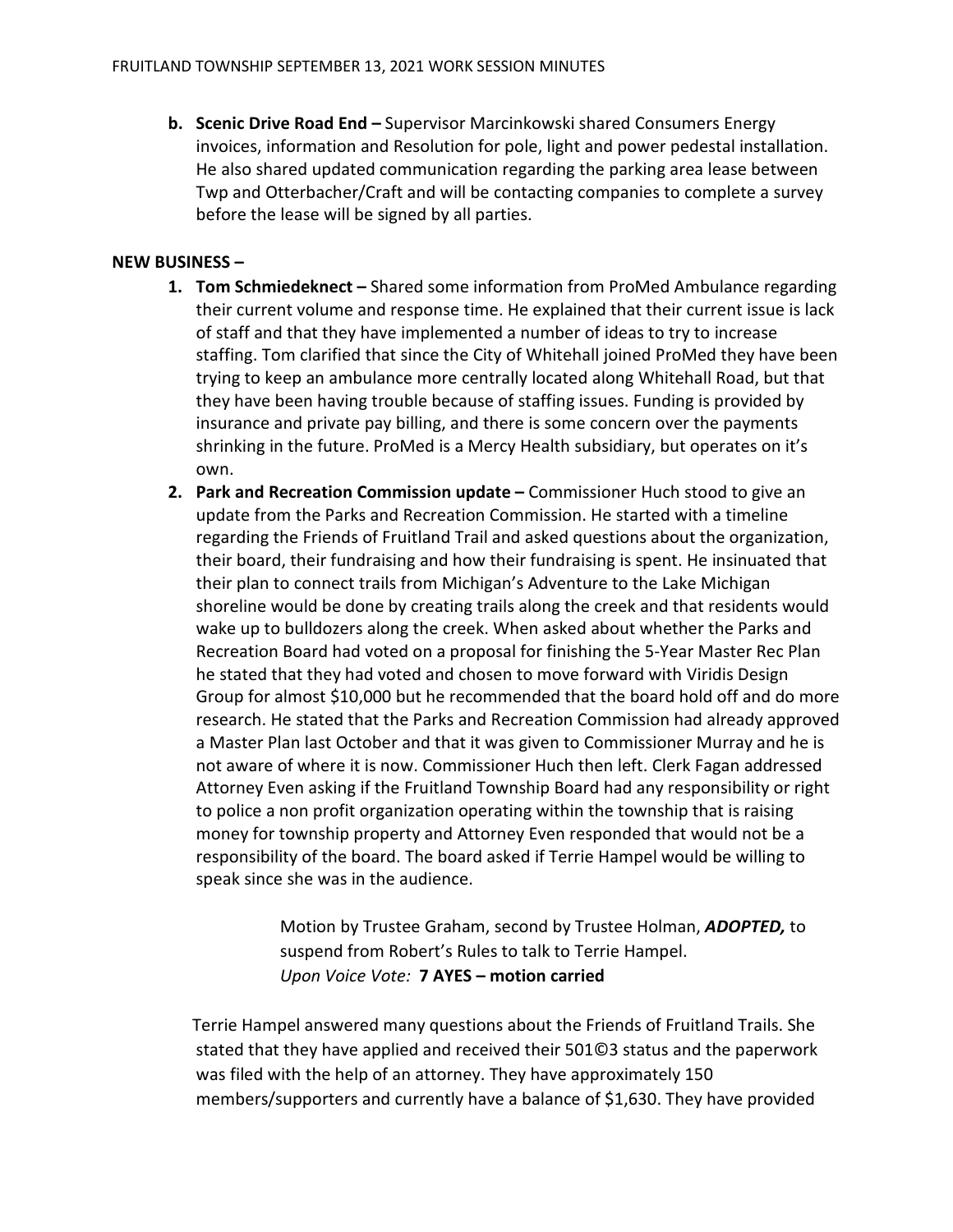**b. Scenic Drive Road End –** Supervisor Marcinkowski shared Consumers Energy invoices, information and Resolution for pole, light and power pedestal installation. He also shared updated communication regarding the parking area lease between Twp and Otterbacher/Craft and will be contacting companies to complete a survey before the lease will be signed by all parties.

**NEW BUSINESS –**

1. **Tom Schmiedeknect –** Shared some information from ProMed Ambulance regarding their current volume and response time. He explained that their current issue is lack of staff and that they have implemented a number of ideas to try to increase staffing. Tom clarified that since the City of Whitehall joined ProMed they have been trying to keep an ambulance more centrally located along Whitehall Road, but that they have been having trouble because of staffing issues. Funding is provided by insurance and private pay billing, and there is some concern over the payments shrinking in the future. ProMed is a Mercy Health subsidiary, but operates on it's own.
2. **Park and Recreation Commission update –** Commissioner Huch stood to give an update from the Parks and Recreation Commission. He started with a timeline regarding the Friends of Fruitland Trail and asked questions about the organization, their board, their fundraising and how their fundraising is spent. He insinuated that their plan to connect trails from Michigan's Adventure to the Lake Michigan shoreline would be done by creating trails along the creek and that residents would wake up to bulldozers along the creek. When asked about whether the Parks and Recreation Board had voted on a proposal for finishing the 5-Year Master Rec Plan he stated that they had voted and chosen to move forward with Viridis Design Group for almost $10,000 but he recommended that the board hold off and do more research. He stated that the Parks and Recreation Commission had already approved a Master Plan last October and that it was given to Commissioner Murray and he is not aware of where it is now. Commissioner Huch then left. Clerk Fagan addressed Attorney Even asking if the Fruitland Township Board had any responsibility or right to police a non profit organization operating within the township that is raising money for township property and Attorney Even responded that would not be a responsibility of the board. The board asked if Terrie Hampel would be willing to speak since she was in the audience.

   > Motion by Trustee Graham, second by Trustee Holman, ***ADOPTED,*** to suspend from Robert's Rules to talk to Terrie Hampel.
   > *Upon Voice Vote:* **7 AYES – motion carried**

   Terrie Hampel answered many questions about the Friends of Fruitland Trails. She stated that they have applied and received their 501©3 status and the paperwork was filed with the help of an attorney. They have approximately 150 members/supporters and currently have a balance of $1,630. They have provided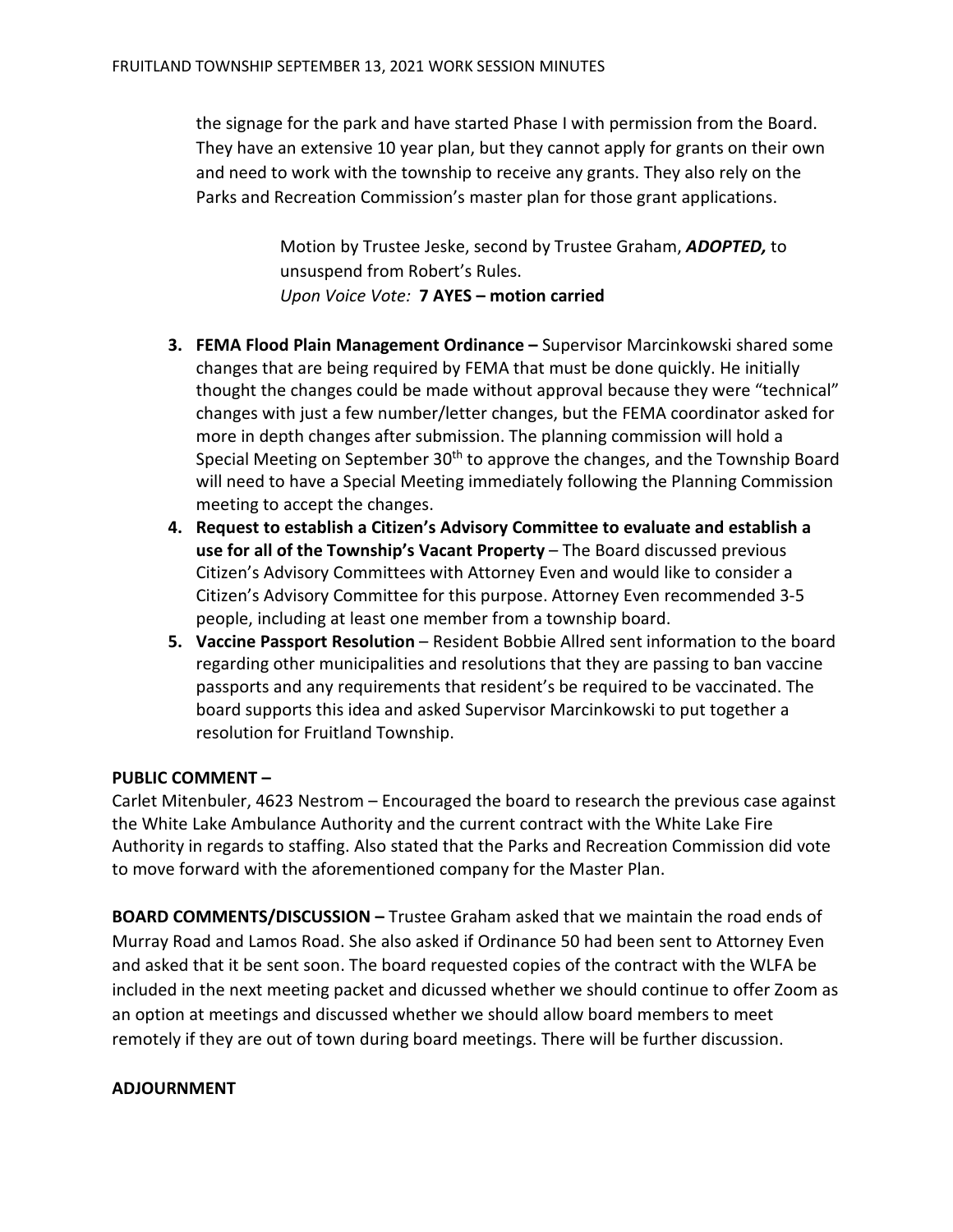the signage for the park and have started Phase I with permission from the Board. They have an extensive 10 year plan, but they cannot apply for grants on their own and need to work with the township to receive any grants. They also rely on the Parks and Recreation Commission's master plan for those grant applications.

> Motion by Trustee Jeske, second by Trustee Graham, ***ADOPTED,*** to unsuspend from Robert's Rules.
> *Upon Voice Vote:* **7 AYES – motion carried**

3. **FEMA Flood Plain Management Ordinance –** Supervisor Marcinkowski shared some changes that are being required by FEMA that must be done quickly. He initially thought the changes could be made without approval because they were "technical" changes with just a few number/letter changes, but the FEMA coordinator asked for more in depth changes after submission. The planning commission will hold a Special Meeting on September 30th to approve the changes, and the Township Board will need to have a Special Meeting immediately following the Planning Commission meeting to accept the changes.
4. **Request to establish a Citizen's Advisory Committee to evaluate and establish a use for all of the Township's Vacant Property** – The Board discussed previous Citizen's Advisory Committees with Attorney Even and would like to consider a Citizen's Advisory Committee for this purpose. Attorney Even recommended 3-5 people, including at least one member from a township board.
5. **Vaccine Passport Resolution** – Resident Bobbie Allred sent information to the board regarding other municipalities and resolutions that they are passing to ban vaccine passports and any requirements that resident's be required to be vaccinated. The board supports this idea and asked Supervisor Marcinkowski to put together a resolution for Fruitland Township.

**PUBLIC COMMENT –**

Carlet Mitenbuler, 4623 Nestrom – Encouraged the board to research the previous case against the White Lake Ambulance Authority and the current contract with the White Lake Fire Authority in regards to staffing. Also stated that the Parks and Recreation Commission did vote to move forward with the aforementioned company for the Master Plan.

**BOARD COMMENTS/DISCUSSION –** Trustee Graham asked that we maintain the road ends of Murray Road and Lamos Road. She also asked if Ordinance 50 had been sent to Attorney Even and asked that it be sent soon. The board requested copies of the contract with the WLFA be included in the next meeting packet and dicussed whether we should continue to offer Zoom as an option at meetings and discussed whether we should allow board members to meet remotely if they are out of town during board meetings. There will be further discussion.

**ADJOURNMENT**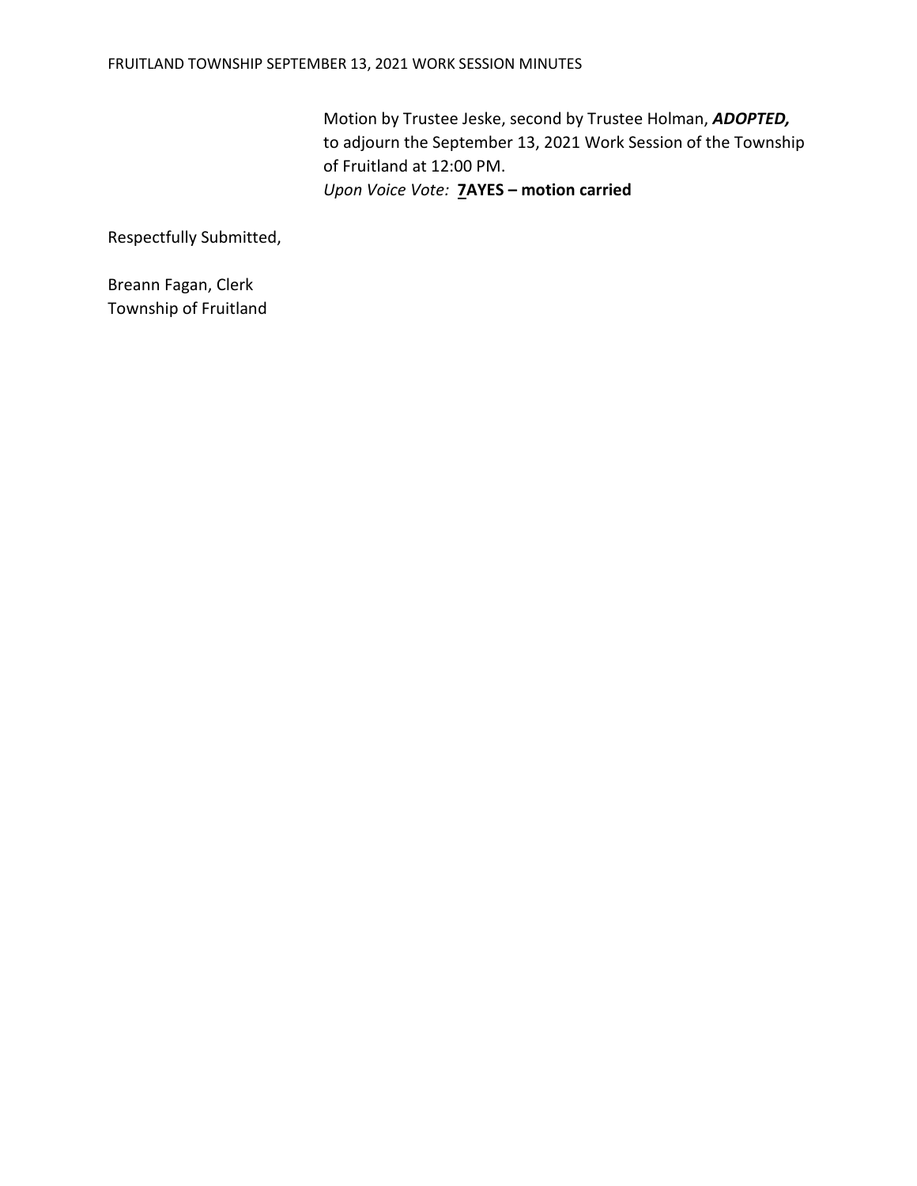Motion by Trustee Jeske, second by Trustee Holman, ***ADOPTED,*** to adjourn the September 13, 2021 Work Session of the Township of Fruitland at 12:00 PM.
*Upon Voice Vote:* **7AYES – motion carried**

Respectfully Submitted,

Breann Fagan, Clerk
Township of Fruitland